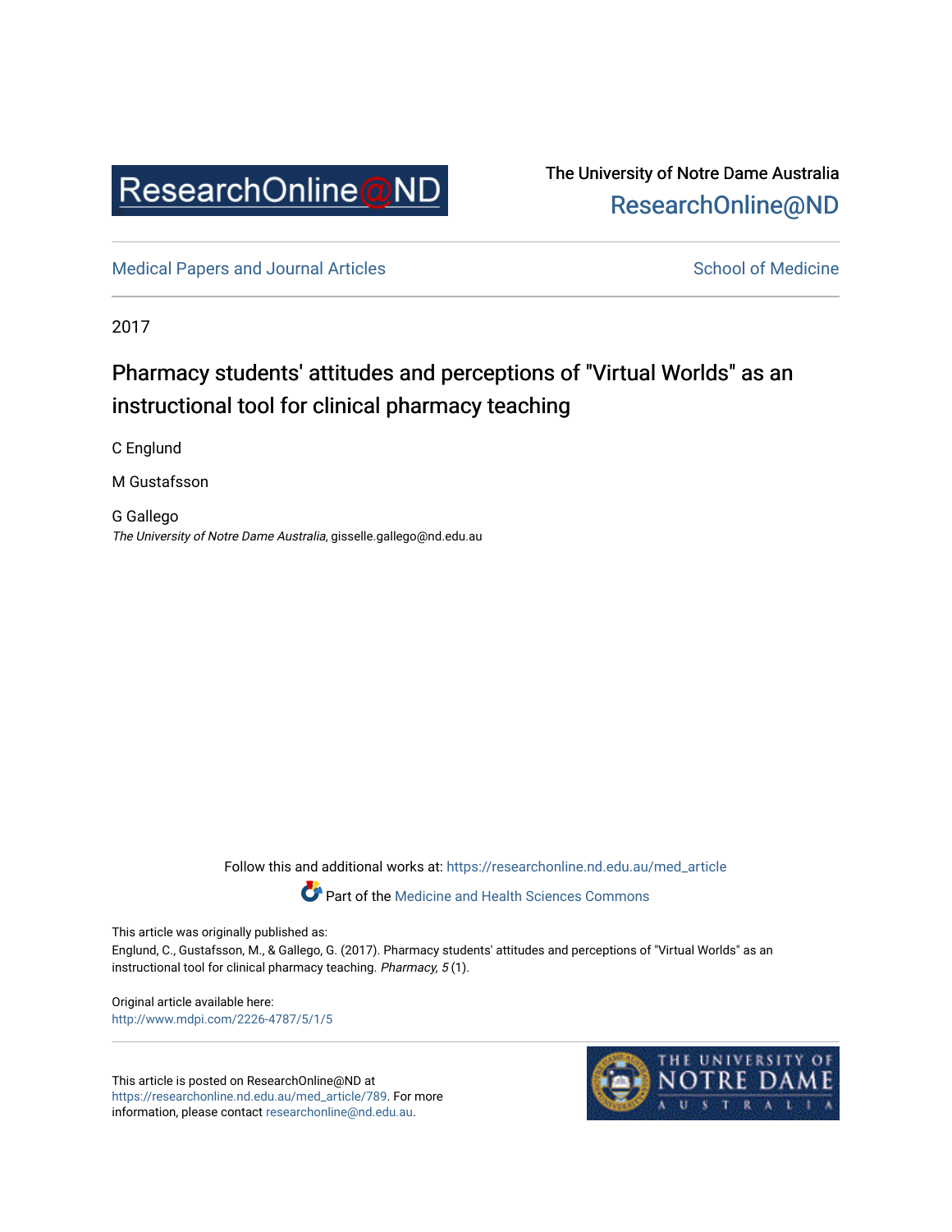ResearchOnline@ND

The University of Notre Dame Australia
ResearchOnline@ND

Medical Papers and Journal Articles | School of Medicine

2017

# Pharmacy students' attitudes and perceptions of "Virtual Worlds" as an instructional tool for clinical pharmacy teaching

C Englund

M Gustafsson

G Gallego
*The University of Notre Dame Australia*, gisselle.gallego@nd.edu.au

Follow this and additional works at: https://researchonline.nd.edu.au/med_article

Part of the Medicine and Health Sciences Commons

This article was originally published as:
Englund, C., Gustafsson, M., & Gallego, G. (2017). Pharmacy students' attitudes and perceptions of "Virtual Worlds" as an instructional tool for clinical pharmacy teaching. *Pharmacy, 5* (1).

Original article available here:
http://www.mdpi.com/2226-4787/5/1/5

This article is posted on ResearchOnline@ND at https://researchonline.nd.edu.au/med_article/789. For more information, please contact researchonline@nd.edu.au.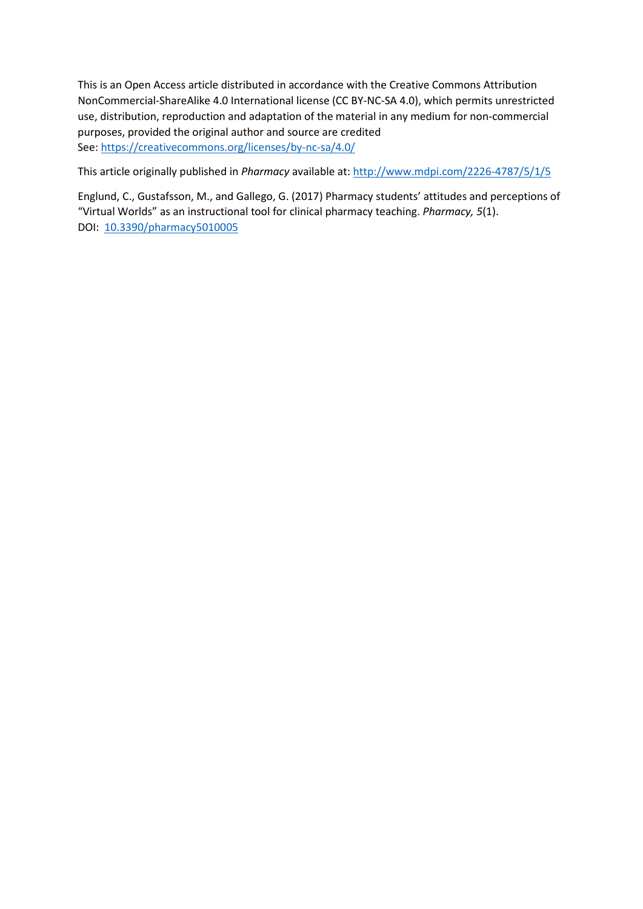This is an Open Access article distributed in accordance with the Creative Commons Attribution NonCommercial-ShareAlike 4.0 International license (CC BY-NC-SA 4.0), which permits unrestricted use, distribution, reproduction and adaptation of the material in any medium for non-commercial purposes, provided the original author and source are credited
See: [https://creativecommons.org/licenses/by-nc-sa/4.0/](https://creativecommons.org/licenses/by-nc-sa/4.0/)

This article originally published in *Pharmacy* available at: [http://www.mdpi.com/2226-4787/5/1/5](http://www.mdpi.com/2226-4787/5/1/5)

Englund, C., Gustafsson, M., and Gallego, G. (2017) Pharmacy students' attitudes and perceptions of "Virtual Worlds" as an instructional tool for clinical pharmacy teaching. *Pharmacy, 5*(1).
DOI: [10.3390/pharmacy5010005](https://doi.org/10.3390/pharmacy5010005)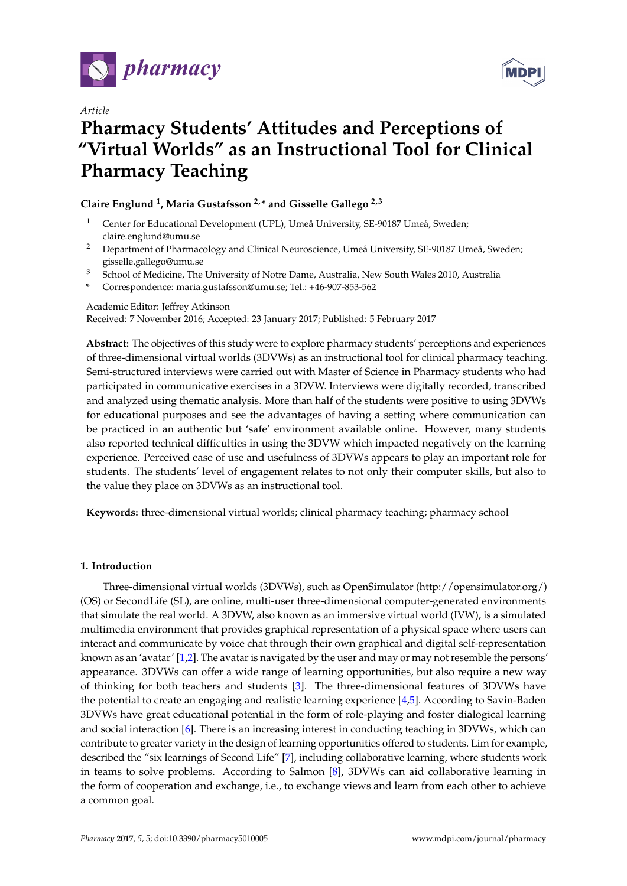pharmacy

Article

# Pharmacy Students' Attitudes and Perceptions of "Virtual Worlds" as an Instructional Tool for Clinical Pharmacy Teaching

**Claire Englund [1], Maria Gustafsson [2,*] and Gisselle Gallego [2,3]**

[1] Center for Educational Development (UPL), Umeå University, SE-90187 Umeå, Sweden; claire.englund@umu.se

[2] Department of Pharmacology and Clinical Neuroscience, Umeå University, SE-90187 Umeå, Sweden; gisselle.gallego@umu.se

[3] School of Medicine, The University of Notre Dame, Australia, New South Wales 2010, Australia

\* Correspondence: maria.gustafsson@umu.se; Tel.: +46-907-853-562

Academic Editor: Jeffrey Atkinson
Received: 7 November 2016; Accepted: 23 January 2017; Published: 5 February 2017

**Abstract:** The objectives of this study were to explore pharmacy students' perceptions and experiences of three-dimensional virtual worlds (3DVWs) as an instructional tool for clinical pharmacy teaching. Semi-structured interviews were carried out with Master of Science in Pharmacy students who had participated in communicative exercises in a 3DVW. Interviews were digitally recorded, transcribed and analyzed using thematic analysis. More than half of the students were positive to using 3DVWs for educational purposes and see the advantages of having a setting where communication can be practiced in an authentic but 'safe' environment available online. However, many students also reported technical difficulties in using the 3DVW which impacted negatively on the learning experience. Perceived ease of use and usefulness of 3DVWs appears to play an important role for students. The students' level of engagement relates to not only their computer skills, but also to the value they place on 3DVWs as an instructional tool.

**Keywords:** three-dimensional virtual worlds; clinical pharmacy teaching; pharmacy school

## 1. Introduction

Three-dimensional virtual worlds (3DVWs), such as OpenSimulator (http://opensimulator.org/) (OS) or SecondLife (SL), are online, multi-user three-dimensional computer-generated environments that simulate the real world. A 3DVW, also known as an immersive virtual world (IVW), is a simulated multimedia environment that provides graphical representation of a physical space where users can interact and communicate by voice chat through their own graphical and digital self-representation known as an 'avatar' [1,2]. The avatar is navigated by the user and may or may not resemble the persons' appearance. 3DVWs can offer a wide range of learning opportunities, but also require a new way of thinking for both teachers and students [3]. The three-dimensional features of 3DVWs have the potential to create an engaging and realistic learning experience [4,5]. According to Savin-Baden 3DVWs have great educational potential in the form of role-playing and foster dialogical learning and social interaction [6]. There is an increasing interest in conducting teaching in 3DVWs, which can contribute to greater variety in the design of learning opportunities offered to students. Lim for example, described the "six learnings of Second Life" [7], including collaborative learning, where students work in teams to solve problems. According to Salmon [8], 3DVWs can aid collaborative learning in the form of cooperation and exchange, i.e., to exchange views and learn from each other to achieve a common goal.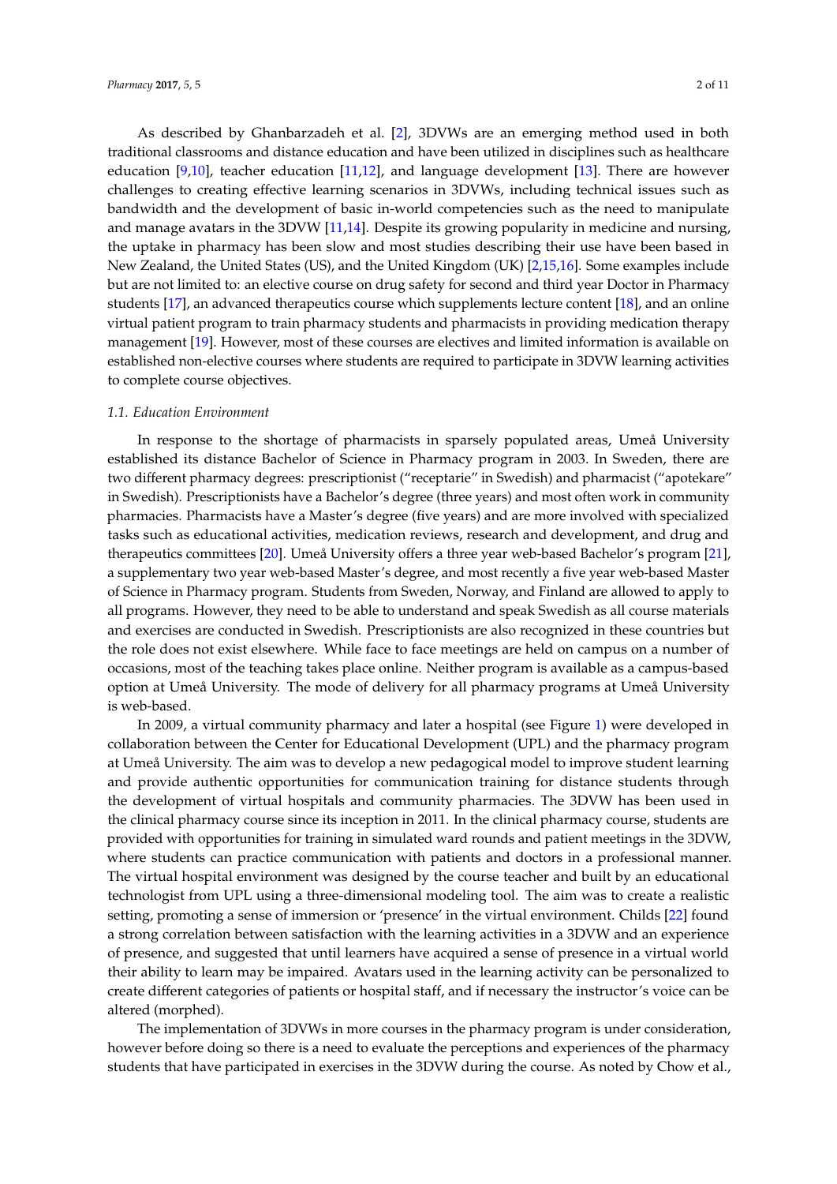As described by Ghanbarzadeh et al. [2], 3DVWs are an emerging method used in both traditional classrooms and distance education and have been utilized in disciplines such as healthcare education [9,10], teacher education [11,12], and language development [13]. There are however challenges to creating effective learning scenarios in 3DVWs, including technical issues such as bandwidth and the development of basic in-world competencies such as the need to manipulate and manage avatars in the 3DVW [11,14]. Despite its growing popularity in medicine and nursing, the uptake in pharmacy has been slow and most studies describing their use have been based in New Zealand, the United States (US), and the United Kingdom (UK) [2,15,16]. Some examples include but are not limited to: an elective course on drug safety for second and third year Doctor in Pharmacy students [17], an advanced therapeutics course which supplements lecture content [18], and an online virtual patient program to train pharmacy students and pharmacists in providing medication therapy management [19]. However, most of these courses are electives and limited information is available on established non-elective courses where students are required to participate in 3DVW learning activities to complete course objectives.

### 1.1. Education Environment

In response to the shortage of pharmacists in sparsely populated areas, Umeå University established its distance Bachelor of Science in Pharmacy program in 2003. In Sweden, there are two different pharmacy degrees: prescriptionist ("receptarie" in Swedish) and pharmacist ("apotekare" in Swedish). Prescriptionists have a Bachelor's degree (three years) and most often work in community pharmacies. Pharmacists have a Master's degree (five years) and are more involved with specialized tasks such as educational activities, medication reviews, research and development, and drug and therapeutics committees [20]. Umeå University offers a three year web-based Bachelor's program [21], a supplementary two year web-based Master's degree, and most recently a five year web-based Master of Science in Pharmacy program. Students from Sweden, Norway, and Finland are allowed to apply to all programs. However, they need to be able to understand and speak Swedish as all course materials and exercises are conducted in Swedish. Prescriptionists are also recognized in these countries but the role does not exist elsewhere. While face to face meetings are held on campus on a number of occasions, most of the teaching takes place online. Neither program is available as a campus-based option at Umeå University. The mode of delivery for all pharmacy programs at Umeå University is web-based.

In 2009, a virtual community pharmacy and later a hospital (see Figure 1) were developed in collaboration between the Center for Educational Development (UPL) and the pharmacy program at Umeå University. The aim was to develop a new pedagogical model to improve student learning and provide authentic opportunities for communication training for distance students through the development of virtual hospitals and community pharmacies. The 3DVW has been used in the clinical pharmacy course since its inception in 2011. In the clinical pharmacy course, students are provided with opportunities for training in simulated ward rounds and patient meetings in the 3DVW, where students can practice communication with patients and doctors in a professional manner. The virtual hospital environment was designed by the course teacher and built by an educational technologist from UPL using a three-dimensional modeling tool. The aim was to create a realistic setting, promoting a sense of immersion or 'presence' in the virtual environment. Childs [22] found a strong correlation between satisfaction with the learning activities in a 3DVW and an experience of presence, and suggested that until learners have acquired a sense of presence in a virtual world their ability to learn may be impaired. Avatars used in the learning activity can be personalized to create different categories of patients or hospital staff, and if necessary the instructor's voice can be altered (morphed).

The implementation of 3DVWs in more courses in the pharmacy program is under consideration, however before doing so there is a need to evaluate the perceptions and experiences of the pharmacy students that have participated in exercises in the 3DVW during the course. As noted by Chow et al.,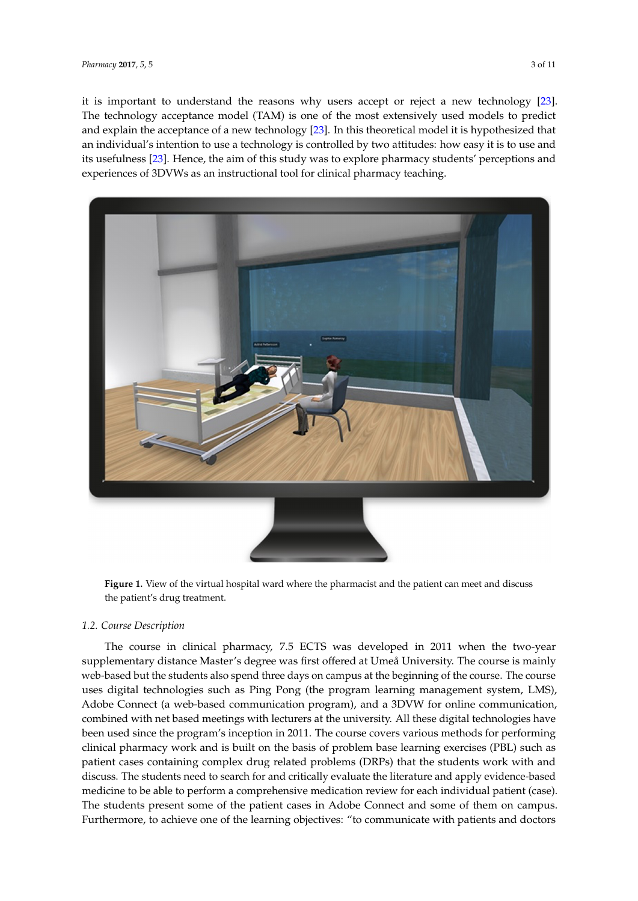it is important to understand the reasons why users accept or reject a new technology [23]. The technology acceptance model (TAM) is one of the most extensively used models to predict and explain the acceptance of a new technology [23]. In this theoretical model it is hypothesized that an individual's intention to use a technology is controlled by two attitudes: how easy it is to use and its usefulness [23]. Hence, the aim of this study was to explore pharmacy students' perceptions and experiences of 3DVWs as an instructional tool for clinical pharmacy teaching.

**Figure 1.** View of the virtual hospital ward where the pharmacist and the patient can meet and discuss the patient's drug treatment.

### *1.2. Course Description*

The course in clinical pharmacy, 7.5 ECTS was developed in 2011 when the two-year supplementary distance Master's degree was first offered at Umeå University. The course is mainly web-based but the students also spend three days on campus at the beginning of the course. The course uses digital technologies such as Ping Pong (the program learning management system, LMS), Adobe Connect (a web-based communication program), and a 3DVW for online communication, combined with net based meetings with lecturers at the university. All these digital technologies have been used since the program's inception in 2011. The course covers various methods for performing clinical pharmacy work and is built on the basis of problem base learning exercises (PBL) such as patient cases containing complex drug related problems (DRPs) that the students work with and discuss. The students need to search for and critically evaluate the literature and apply evidence-based medicine to be able to perform a comprehensive medication review for each individual patient (case). The students present some of the patient cases in Adobe Connect and some of them on campus. Furthermore, to achieve one of the learning objectives: "to communicate with patients and doctors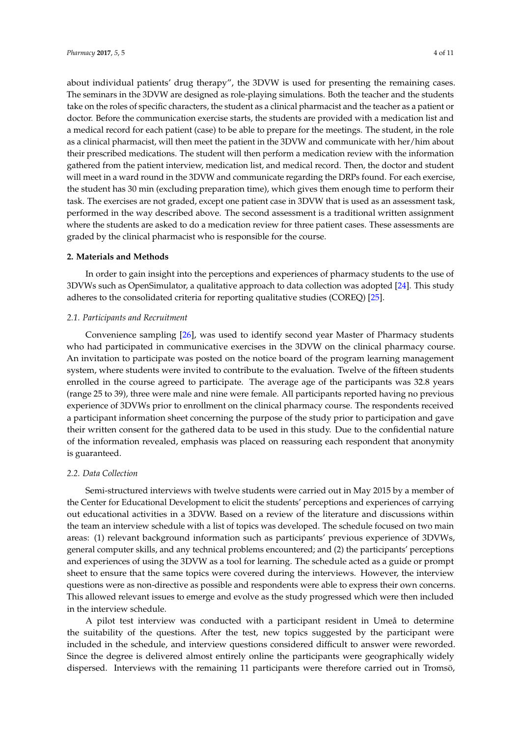about individual patients' drug therapy", the 3DVW is used for presenting the remaining cases. The seminars in the 3DVW are designed as role-playing simulations. Both the teacher and the students take on the roles of specific characters, the student as a clinical pharmacist and the teacher as a patient or doctor. Before the communication exercise starts, the students are provided with a medication list and a medical record for each patient (case) to be able to prepare for the meetings. The student, in the role as a clinical pharmacist, will then meet the patient in the 3DVW and communicate with her/him about their prescribed medications. The student will then perform a medication review with the information gathered from the patient interview, medication list, and medical record. Then, the doctor and student will meet in a ward round in the 3DVW and communicate regarding the DRPs found. For each exercise, the student has 30 min (excluding preparation time), which gives them enough time to perform their task. The exercises are not graded, except one patient case in 3DVW that is used as an assessment task, performed in the way described above. The second assessment is a traditional written assignment where the students are asked to do a medication review for three patient cases. These assessments are graded by the clinical pharmacist who is responsible for the course.

## 2. Materials and Methods

In order to gain insight into the perceptions and experiences of pharmacy students to the use of 3DVWs such as OpenSimulator, a qualitative approach to data collection was adopted [24]. This study adheres to the consolidated criteria for reporting qualitative studies (COREQ) [25].

### 2.1. Participants and Recruitment

Convenience sampling [26], was used to identify second year Master of Pharmacy students who had participated in communicative exercises in the 3DVW on the clinical pharmacy course. An invitation to participate was posted on the notice board of the program learning management system, where students were invited to contribute to the evaluation. Twelve of the fifteen students enrolled in the course agreed to participate. The average age of the participants was 32.8 years (range 25 to 39), three were male and nine were female. All participants reported having no previous experience of 3DVWs prior to enrollment on the clinical pharmacy course. The respondents received a participant information sheet concerning the purpose of the study prior to participation and gave their written consent for the gathered data to be used in this study. Due to the confidential nature of the information revealed, emphasis was placed on reassuring each respondent that anonymity is guaranteed.

### 2.2. Data Collection

Semi-structured interviews with twelve students were carried out in May 2015 by a member of the Center for Educational Development to elicit the students' perceptions and experiences of carrying out educational activities in a 3DVW. Based on a review of the literature and discussions within the team an interview schedule with a list of topics was developed. The schedule focused on two main areas: (1) relevant background information such as participants' previous experience of 3DVWs, general computer skills, and any technical problems encountered; and (2) the participants' perceptions and experiences of using the 3DVW as a tool for learning. The schedule acted as a guide or prompt sheet to ensure that the same topics were covered during the interviews. However, the interview questions were as non-directive as possible and respondents were able to express their own concerns. This allowed relevant issues to emerge and evolve as the study progressed which were then included in the interview schedule.

A pilot test interview was conducted with a participant resident in Umeå to determine the suitability of the questions. After the test, new topics suggested by the participant were included in the schedule, and interview questions considered difficult to answer were reworded. Since the degree is delivered almost entirely online the participants were geographically widely dispersed. Interviews with the remaining 11 participants were therefore carried out in Tromsö,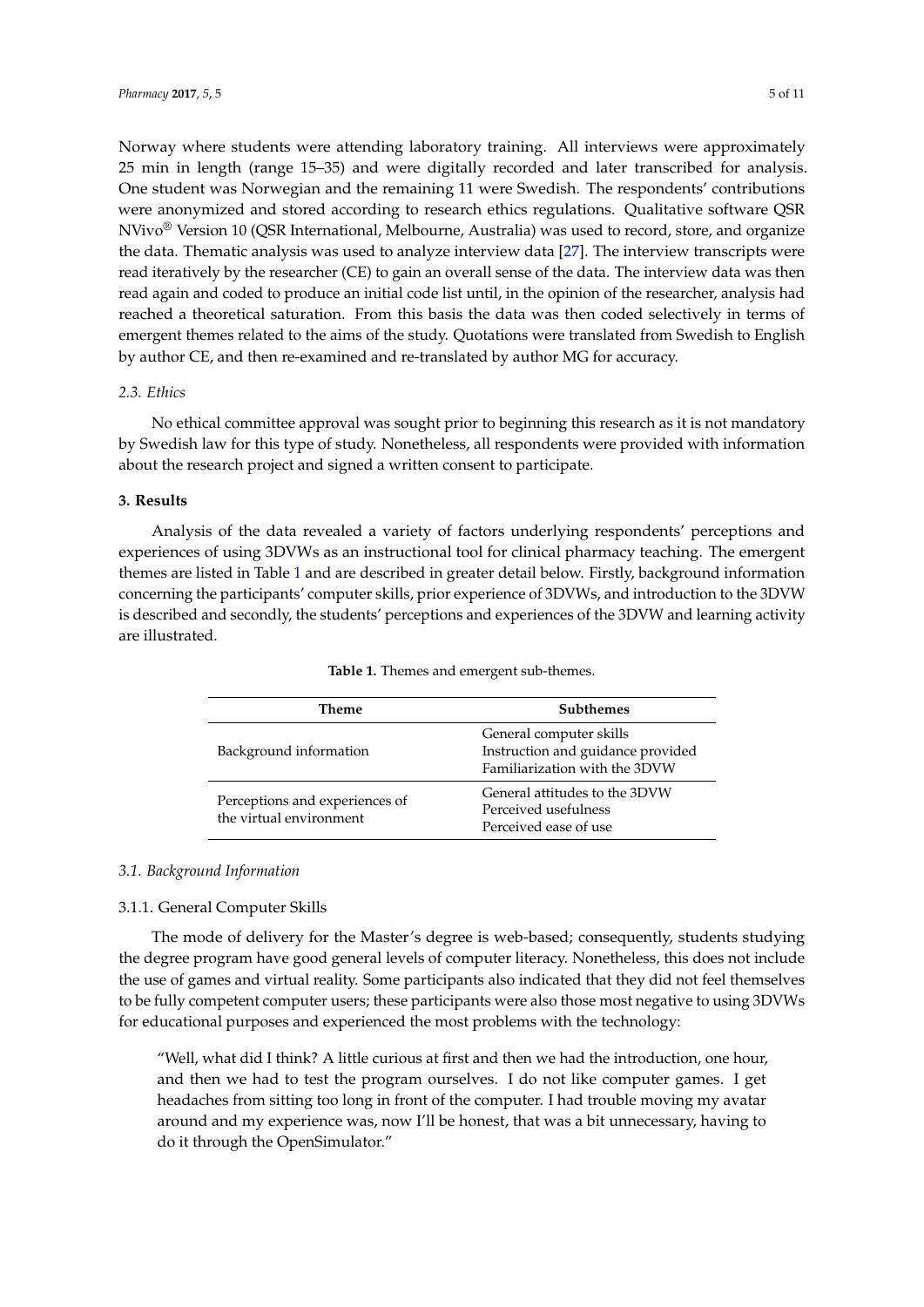Norway where students were attending laboratory training. All interviews were approximately 25 min in length (range 15–35) and were digitally recorded and later transcribed for analysis. One student was Norwegian and the remaining 11 were Swedish. The respondents' contributions were anonymized and stored according to research ethics regulations. Qualitative software QSR NVivo® Version 10 (QSR International, Melbourne, Australia) was used to record, store, and organize the data. Thematic analysis was used to analyze interview data [27]. The interview transcripts were read iteratively by the researcher (CE) to gain an overall sense of the data. The interview data was then read again and coded to produce an initial code list until, in the opinion of the researcher, analysis had reached a theoretical saturation. From this basis the data was then coded selectively in terms of emergent themes related to the aims of the study. Quotations were translated from Swedish to English by author CE, and then re-examined and re-translated by author MG for accuracy.

### 2.3. Ethics

No ethical committee approval was sought prior to beginning this research as it is not mandatory by Swedish law for this type of study. Nonetheless, all respondents were provided with information about the research project and signed a written consent to participate.

## 3. Results

Analysis of the data revealed a variety of factors underlying respondents' perceptions and experiences of using 3DVWs as an instructional tool for clinical pharmacy teaching. The emergent themes are listed in Table 1 and are described in greater detail below. Firstly, background information concerning the participants' computer skills, prior experience of 3DVWs, and introduction to the 3DVW is described and secondly, the students' perceptions and experiences of the 3DVW and learning activity are illustrated.

**Table 1.** Themes and emergent sub-themes.

| Theme | Subthemes |
| --- | --- |
| Background information | General computer skills<br>Instruction and guidance provided<br>Familiarization with the 3DVW |
| Perceptions and experiences of the virtual environment | General attitudes to the 3DVW<br>Perceived usefulness<br>Perceived ease of use |

### 3.1. Background Information

#### 3.1.1. General Computer Skills

The mode of delivery for the Master's degree is web-based; consequently, students studying the degree program have good general levels of computer literacy. Nonetheless, this does not include the use of games and virtual reality. Some participants also indicated that they did not feel themselves to be fully competent computer users; these participants were also those most negative to using 3DVWs for educational purposes and experienced the most problems with the technology:

> "Well, what did I think? A little curious at first and then we had the introduction, one hour, and then we had to test the program ourselves. I do not like computer games. I get headaches from sitting too long in front of the computer. I had trouble moving my avatar around and my experience was, now I'll be honest, that was a bit unnecessary, having to do it through the OpenSimulator."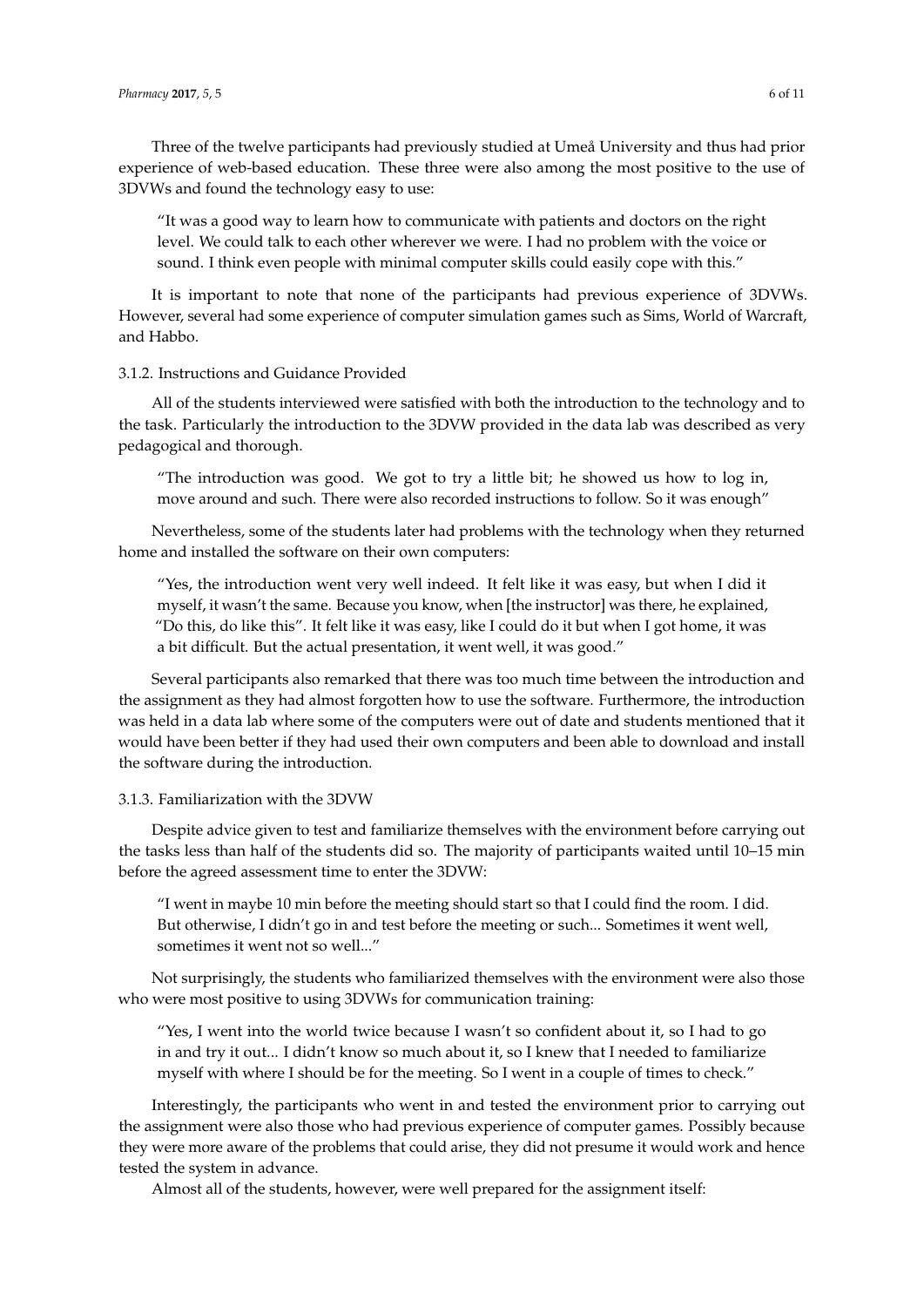Three of the twelve participants had previously studied at Umeå University and thus had prior experience of web-based education. These three were also among the most positive to the use of 3DVWs and found the technology easy to use:

> "It was a good way to learn how to communicate with patients and doctors on the right level. We could talk to each other wherever we were. I had no problem with the voice or sound. I think even people with minimal computer skills could easily cope with this."

It is important to note that none of the participants had previous experience of 3DVWs. However, several had some experience of computer simulation games such as Sims, World of Warcraft, and Habbo.

### 3.1.2. Instructions and Guidance Provided

All of the students interviewed were satisfied with both the introduction to the technology and to the task. Particularly the introduction to the 3DVW provided in the data lab was described as very pedagogical and thorough.

> "The introduction was good. We got to try a little bit; he showed us how to log in, move around and such. There were also recorded instructions to follow. So it was enough"

Nevertheless, some of the students later had problems with the technology when they returned home and installed the software on their own computers:

> "Yes, the introduction went very well indeed. It felt like it was easy, but when I did it myself, it wasn't the same. Because you know, when [the instructor] was there, he explained, "Do this, do like this". It felt like it was easy, like I could do it but when I got home, it was a bit difficult. But the actual presentation, it went well, it was good."

Several participants also remarked that there was too much time between the introduction and the assignment as they had almost forgotten how to use the software. Furthermore, the introduction was held in a data lab where some of the computers were out of date and students mentioned that it would have been better if they had used their own computers and been able to download and install the software during the introduction.

### 3.1.3. Familiarization with the 3DVW

Despite advice given to test and familiarize themselves with the environment before carrying out the tasks less than half of the students did so. The majority of participants waited until 10–15 min before the agreed assessment time to enter the 3DVW:

> "I went in maybe 10 min before the meeting should start so that I could find the room. I did. But otherwise, I didn't go in and test before the meeting or such... Sometimes it went well, sometimes it went not so well..."

Not surprisingly, the students who familiarized themselves with the environment were also those who were most positive to using 3DVWs for communication training:

> "Yes, I went into the world twice because I wasn't so confident about it, so I had to go in and try it out... I didn't know so much about it, so I knew that I needed to familiarize myself with where I should be for the meeting. So I went in a couple of times to check."

Interestingly, the participants who went in and tested the environment prior to carrying out the assignment were also those who had previous experience of computer games. Possibly because they were more aware of the problems that could arise, they did not presume it would work and hence tested the system in advance.

Almost all of the students, however, were well prepared for the assignment itself: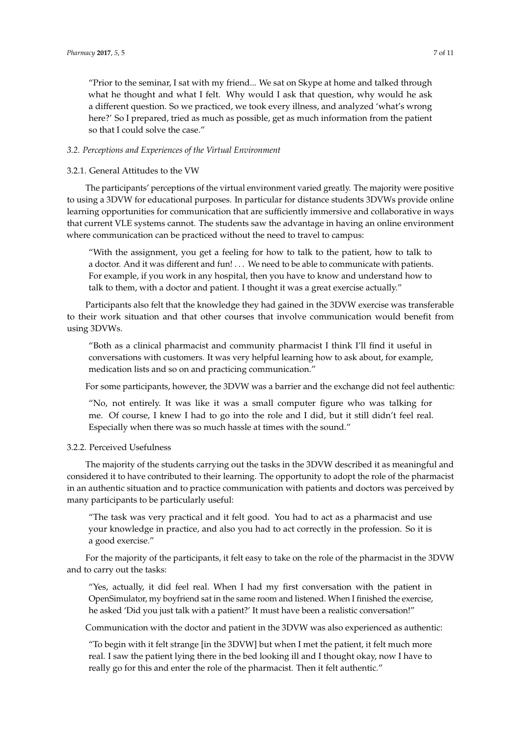> "Prior to the seminar, I sat with my friend... We sat on Skype at home and talked through what he thought and what I felt. Why would I ask that question, why would he ask a different question. So we practiced, we took every illness, and analyzed 'what's wrong here?' So I prepared, tried as much as possible, get as much information from the patient so that I could solve the case."

### *3.2. Perceptions and Experiences of the Virtual Environment*

#### 3.2.1. General Attitudes to the VW

The participants' perceptions of the virtual environment varied greatly. The majority were positive to using a 3DVW for educational purposes. In particular for distance students 3DVWs provide online learning opportunities for communication that are sufficiently immersive and collaborative in ways that current VLE systems cannot. The students saw the advantage in having an online environment where communication can be practiced without the need to travel to campus:

> "With the assignment, you get a feeling for how to talk to the patient, how to talk to a doctor. And it was different and fun! . . . We need to be able to communicate with patients. For example, if you work in any hospital, then you have to know and understand how to talk to them, with a doctor and patient. I thought it was a great exercise actually."

Participants also felt that the knowledge they had gained in the 3DVW exercise was transferable to their work situation and that other courses that involve communication would benefit from using 3DVWs.

> "Both as a clinical pharmacist and community pharmacist I think I'll find it useful in conversations with customers. It was very helpful learning how to ask about, for example, medication lists and so on and practicing communication."

For some participants, however, the 3DVW was a barrier and the exchange did not feel authentic:

> "No, not entirely. It was like it was a small computer figure who was talking for me. Of course, I knew I had to go into the role and I did, but it still didn't feel real. Especially when there was so much hassle at times with the sound."

#### 3.2.2. Perceived Usefulness

The majority of the students carrying out the tasks in the 3DVW described it as meaningful and considered it to have contributed to their learning. The opportunity to adopt the role of the pharmacist in an authentic situation and to practice communication with patients and doctors was perceived by many participants to be particularly useful:

> "The task was very practical and it felt good. You had to act as a pharmacist and use your knowledge in practice, and also you had to act correctly in the profession. So it is a good exercise."

For the majority of the participants, it felt easy to take on the role of the pharmacist in the 3DVW and to carry out the tasks:

> "Yes, actually, it did feel real. When I had my first conversation with the patient in OpenSimulator, my boyfriend sat in the same room and listened. When I finished the exercise, he asked 'Did you just talk with a patient?' It must have been a realistic conversation!"

Communication with the doctor and patient in the 3DVW was also experienced as authentic:

> "To begin with it felt strange [in the 3DVW] but when I met the patient, it felt much more real. I saw the patient lying there in the bed looking ill and I thought okay, now I have to really go for this and enter the role of the pharmacist. Then it felt authentic."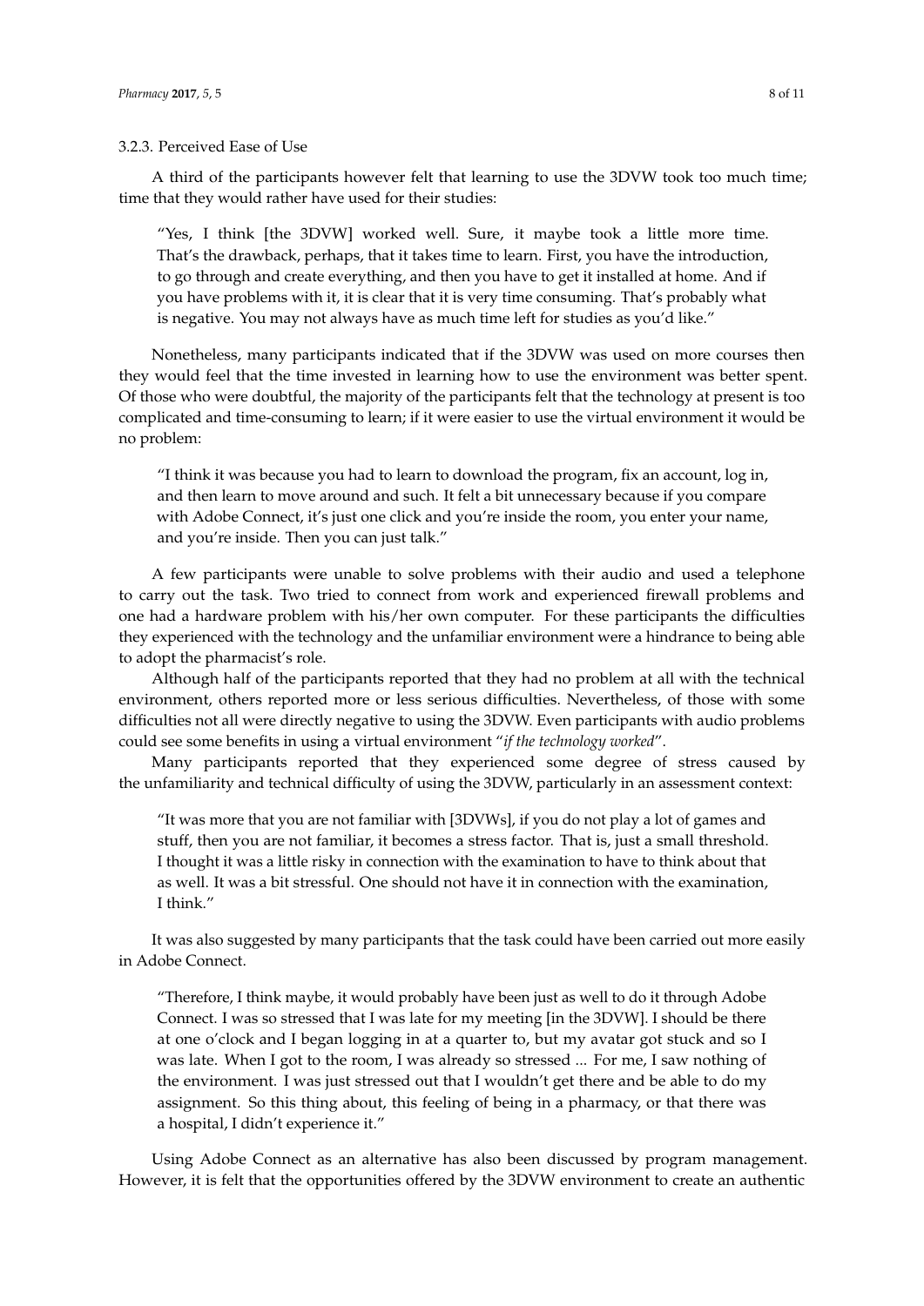#### 3.2.3. Perceived Ease of Use

A third of the participants however felt that learning to use the 3DVW took too much time; time that they would rather have used for their studies:

> "Yes, I think [the 3DVW] worked well. Sure, it maybe took a little more time. That's the drawback, perhaps, that it takes time to learn. First, you have the introduction, to go through and create everything, and then you have to get it installed at home. And if you have problems with it, it is clear that it is very time consuming. That's probably what is negative. You may not always have as much time left for studies as you'd like."

Nonetheless, many participants indicated that if the 3DVW was used on more courses then they would feel that the time invested in learning how to use the environment was better spent. Of those who were doubtful, the majority of the participants felt that the technology at present is too complicated and time-consuming to learn; if it were easier to use the virtual environment it would be no problem:

> "I think it was because you had to learn to download the program, fix an account, log in, and then learn to move around and such. It felt a bit unnecessary because if you compare with Adobe Connect, it's just one click and you're inside the room, you enter your name, and you're inside. Then you can just talk."

A few participants were unable to solve problems with their audio and used a telephone to carry out the task. Two tried to connect from work and experienced firewall problems and one had a hardware problem with his/her own computer. For these participants the difficulties they experienced with the technology and the unfamiliar environment were a hindrance to being able to adopt the pharmacist's role.

Although half of the participants reported that they had no problem at all with the technical environment, others reported more or less serious difficulties. Nevertheless, of those with some difficulties not all were directly negative to using the 3DVW. Even participants with audio problems could see some benefits in using a virtual environment "*if the technology worked*".

Many participants reported that they experienced some degree of stress caused by the unfamiliarity and technical difficulty of using the 3DVW, particularly in an assessment context:

> "It was more that you are not familiar with [3DVWs], if you do not play a lot of games and stuff, then you are not familiar, it becomes a stress factor. That is, just a small threshold. I thought it was a little risky in connection with the examination to have to think about that as well. It was a bit stressful. One should not have it in connection with the examination, I think."

It was also suggested by many participants that the task could have been carried out more easily in Adobe Connect.

> "Therefore, I think maybe, it would probably have been just as well to do it through Adobe Connect. I was so stressed that I was late for my meeting [in the 3DVW]. I should be there at one o'clock and I began logging in at a quarter to, but my avatar got stuck and so I was late. When I got to the room, I was already so stressed ... For me, I saw nothing of the environment. I was just stressed out that I wouldn't get there and be able to do my assignment. So this thing about, this feeling of being in a pharmacy, or that there was a hospital, I didn't experience it."

Using Adobe Connect as an alternative has also been discussed by program management. However, it is felt that the opportunities offered by the 3DVW environment to create an authentic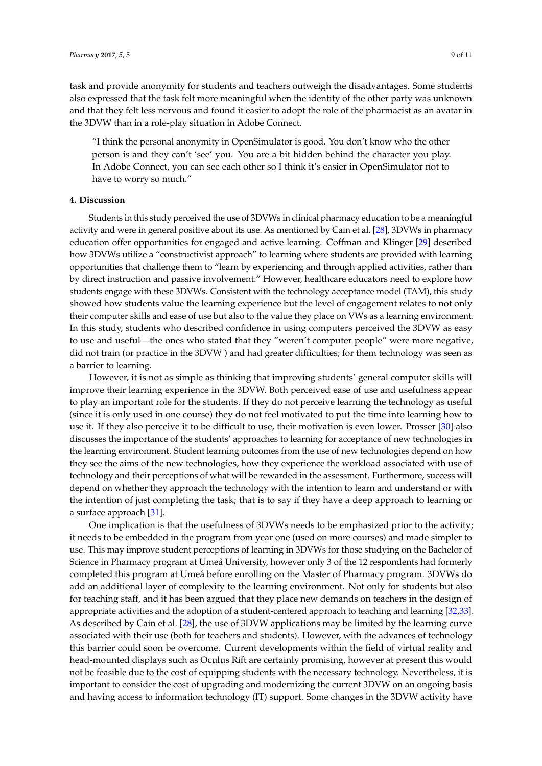task and provide anonymity for students and teachers outweigh the disadvantages. Some students also expressed that the task felt more meaningful when the identity of the other party was unknown and that they felt less nervous and found it easier to adopt the role of the pharmacist as an avatar in the 3DVW than in a role-play situation in Adobe Connect.

> "I think the personal anonymity in OpenSimulator is good. You don't know who the other person is and they can't 'see' you. You are a bit hidden behind the character you play. In Adobe Connect, you can see each other so I think it's easier in OpenSimulator not to have to worry so much."

## 4. Discussion

Students in this study perceived the use of 3DVWs in clinical pharmacy education to be a meaningful activity and were in general positive about its use. As mentioned by Cain et al. [28], 3DVWs in pharmacy education offer opportunities for engaged and active learning. Coffman and Klinger [29] described how 3DVWs utilize a "constructivist approach" to learning where students are provided with learning opportunities that challenge them to "learn by experiencing and through applied activities, rather than by direct instruction and passive involvement." However, healthcare educators need to explore how students engage with these 3DVWs. Consistent with the technology acceptance model (TAM), this study showed how students value the learning experience in the 3DVW. Both perceived ease of use and usefulness appear to play an important role for the students. If they do not perceive learning the technology as useful (since it is only used in one course) they do not feel motivated to put the time into learning how to use it. If they also perceive it to be difficult to use, their motivation is even lower. Prosser [30] also discusses the importance of the students' approaches to learning for acceptance of new technologies in the learning environment. Student learning outcomes from the use of new technologies depend on how they see the aims of the new technologies, how they experience the workload associated with use of technology and their perceptions of what will be rewarded in the assessment. Furthermore, success will depend on whether they approach the technology with the intention to learn and understand or with the intention of just completing the task; that is to say if they have a deep approach to learning or a surface approach [31].

Consistent with the technology acceptance model (TAM), this study showed how students value the learning experience in the 3DVW but the level of engagement relates to not only their computer skills and ease of use but also to the value they place on VWs as a learning environment. In this study, students who described confidence in using computers perceived the 3DVW as easy to use and useful—the ones who stated that they "weren't computer people" were more negative, did not train (or practice in the 3DVW ) and had greater difficulties; for them technology was seen as a barrier to learning.

However, it is not as simple as thinking that improving students' general computer skills will improve their learning experience in the 3DVW. Both perceived ease of use and usefulness appear to play an important role for the students. If they do not perceive learning the technology as useful (since it is only used in one course) they do not feel motivated to put the time into learning how to use it. If they also perceive it to be difficult to use, their motivation is even lower. Prosser [30] also discusses the importance of the students' approaches to learning for acceptance of new technologies in the learning environment. Student learning outcomes from the use of new technologies depend on how they see the aims of the new technologies, how they experience the workload associated with use of technology and their perceptions of what will be rewarded in the assessment. Furthermore, success will depend on whether they approach the technology with the intention to learn and understand or with the intention of just completing the task; that is to say if they have a deep approach to learning or a surface approach [31].

One implication is that the usefulness of 3DVWs needs to be emphasized prior to the activity; it needs to be embedded in the program from year one (used on more courses) and made simpler to use. This may improve student perceptions of learning in 3DVWs for those studying on the Bachelor of Science in Pharmacy program at Umeå University, however only 3 of the 12 respondents had formerly completed this program at Umeå before enrolling on the Master of Pharmacy program. 3DVWs do add an additional layer of complexity to the learning environment. Not only for students but also for teaching staff, and it has been argued that they place new demands on teachers in the design of appropriate activities and the adoption of a student-centered approach to teaching and learning [32,33]. As described by Cain et al. [28], the use of 3DVW applications may be limited by the learning curve associated with their use (both for teachers and students). However, with the advances of technology this barrier could soon be overcome. Current developments within the field of virtual reality and head-mounted displays such as Oculus Rift are certainly promising, however at present this would not be feasible due to the cost of equipping students with the necessary technology. Nevertheless, it is important to consider the cost of upgrading and modernizing the current 3DVW on an ongoing basis and having access to information technology (IT) support. Some changes in the 3DVW activity have

task and provide anonymity for students and teachers outweigh the disadvantages. Some students also expressed that the task felt more meaningful when the identity of the other party was unknown and that they felt less nervous and found it easier to adopt the role of the pharmacist as an avatar in the 3DVW than in a role-play situation in Adobe Connect.

> "I think the personal anonymity in OpenSimulator is good. You don't know who the other person is and they can't 'see' you. You are a bit hidden behind the character you play. In Adobe Connect, you can see each other so I think it's easier in OpenSimulator not to have to worry so much."

## 4. Discussion

Students in this study perceived the use of 3DVWs in clinical pharmacy education to be a meaningful activity and were in general positive about its use. As mentioned by Cain et al. [28], 3DVWs in pharmacy education offer opportunities for engaged and active learning. Coffman and Klinger [29] described how 3DVWs utilize a "constructivist approach" to learning where students are provided with learning opportunities that challenge them to "learn by experiencing and through applied activities, rather than by direct instruction and passive involvement." However, healthcare educators need to explore how students engage with these 3DVWs. Consistent with the technology acceptance model (TAM), this study showed how students value the learning experience in the 3DVW but the level of engagement relates to not only their computer skills and ease of use but also to the value they place on VWs as a learning environment. In this study, students who described confidence in using computers perceived the 3DVW as easy to use and useful—the ones who stated that they "weren't computer people" were more negative, did not train (or practice in the 3DVW ) and had greater difficulties; for them technology was seen as a barrier to learning.

However, it is not as simple as thinking that improving students' general computer skills will improve their learning experience in the 3DVW. Both perceived ease of use and usefulness appear to play an important role for the students. If they do not perceive learning the technology as useful (since it is only used in one course) they do not feel motivated to put the time into learning how to use it. If they also perceive it to be difficult to use, their motivation is even lower. Prosser [30] also discusses the importance of the students' approaches to learning for acceptance of new technologies in the learning environment. Student learning outcomes from the use of new technologies depend on how they see the aims of the new technologies, how they experience the workload associated with use of technology and their perceptions of what will be rewarded in the assessment. Furthermore, success will depend on whether they approach the technology with the intention to learn and understand or with the intention of just completing the task; that is to say if they have a deep approach to learning or a surface approach [31].

One implication is that the usefulness of 3DVWs needs to be emphasized prior to the activity; it needs to be embedded in the program from year one (used on more courses) and made simpler to use. This may improve student perceptions of learning in 3DVWs for those studying on the Bachelor of Science in Pharmacy program at Umeå University, however only 3 of the 12 respondents had formerly completed this program at Umeå before enrolling on the Master of Pharmacy program. 3DVWs do add an additional layer of complexity to the learning environment. Not only for students but also for teaching staff, and it has been argued that they place new demands on teachers in the design of appropriate activities and the adoption of a student-centered approach to teaching and learning [32,33]. As described by Cain et al. [28], the use of 3DVW applications may be limited by the learning curve associated with their use (both for teachers and students). However, with the advances of technology this barrier could soon be overcome. Current developments within the field of virtual reality and head-mounted displays such as Oculus Rift are certainly promising, however at present this would not be feasible due to the cost of equipping students with the necessary technology. Nevertheless, it is important to consider the cost of upgrading and modernizing the current 3DVW on an ongoing basis and having access to information technology (IT) support. Some changes in the 3DVW activity have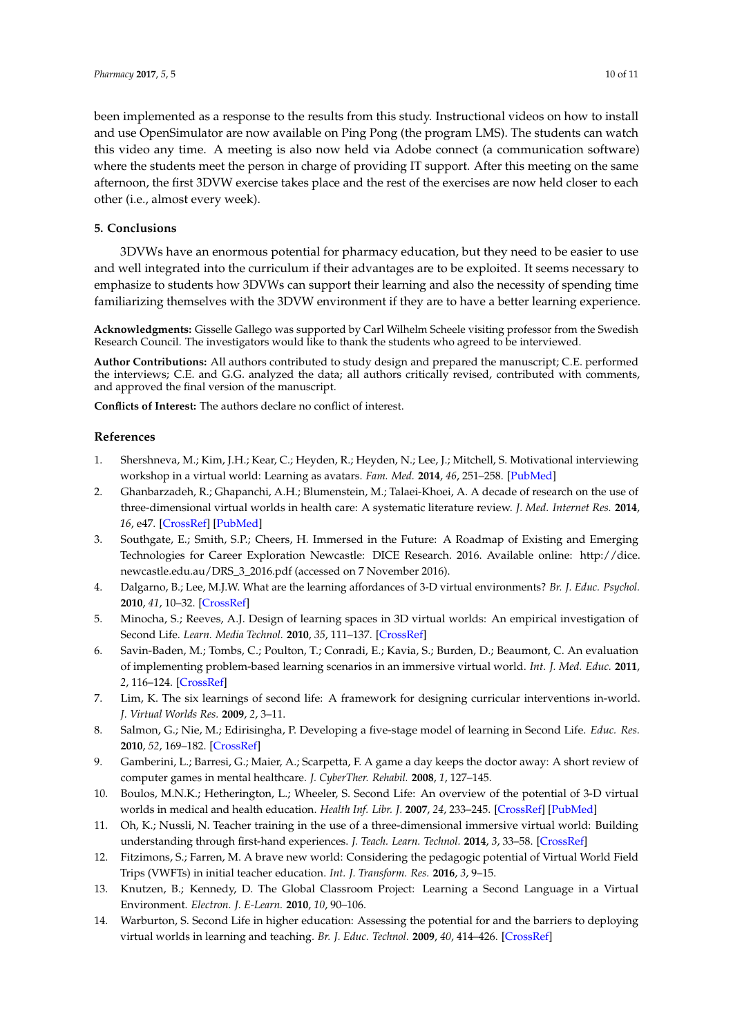been implemented as a response to the results from this study. Instructional videos on how to install and use OpenSimulator are now available on Ping Pong (the program LMS). The students can watch this video any time. A meeting is also now held via Adobe connect (a communication software) where the students meet the person in charge of providing IT support. After this meeting on the same afternoon, the first 3DVW exercise takes place and the rest of the exercises are now held closer to each other (i.e., almost every week).

## 5. Conclusions

3DVWs have an enormous potential for pharmacy education, but they need to be easier to use and well integrated into the curriculum if their advantages are to be exploited. It seems necessary to emphasize to students how 3DVWs can support their learning and also the necessity of spending time familiarizing themselves with the 3DVW environment if they are to have a better learning experience.

**Acknowledgments:** Gisselle Gallego was supported by Carl Wilhelm Scheele visiting professor from the Swedish Research Council. The investigators would like to thank the students who agreed to be interviewed.

**Author Contributions:** All authors contributed to study design and prepared the manuscript; C.E. performed the interviews; C.E. and G.G. analyzed the data; all authors critically revised, contributed with comments, and approved the final version of the manuscript.

**Conflicts of Interest:** The authors declare no conflict of interest.

## References

1. Shershneva, M.; Kim, J.H.; Kear, C.; Heyden, R.; Heyden, N.; Lee, J.; Mitchell, S. Motivational interviewing workshop in a virtual world: Learning as avatars. *Fam. Med.* **2014**, *46*, 251–258. [PubMed]
2. Ghanbarzadeh, R.; Ghapanchi, A.H.; Blumenstein, M.; Talaei-Khoei, A. A decade of research on the use of three-dimensional virtual worlds in health care: A systematic literature review. *J. Med. Internet Res.* **2014**, *16*, e47. [CrossRef] [PubMed]
3. Southgate, E.; Smith, S.P.; Cheers, H. Immersed in the Future: A Roadmap of Existing and Emerging Technologies for Career Exploration Newcastle: DICE Research. 2016. Available online: http://dice.newcastle.edu.au/DRS_3_2016.pdf (accessed on 7 November 2016).
4. Dalgarno, B.; Lee, M.J.W. What are the learning affordances of 3-D virtual environments? *Br. J. Educ. Psychol.* **2010**, *41*, 10–32. [CrossRef]
5. Minocha, S.; Reeves, A.J. Design of learning spaces in 3D virtual worlds: An empirical investigation of Second Life. *Learn. Media Technol.* **2010**, *35*, 111–137. [CrossRef]
6. Savin-Baden, M.; Tombs, C.; Poulton, T.; Conradi, E.; Kavia, S.; Burden, D.; Beaumont, C. An evaluation of implementing problem-based learning scenarios in an immersive virtual world. *Int. J. Med. Educ.* **2011**, *2*, 116–124. [CrossRef]
7. Lim, K. The six learnings of second life: A framework for designing curricular interventions in-world. *J. Virtual Worlds Res.* **2009**, *2*, 3–11.
8. Salmon, G.; Nie, M.; Edirisingha, P. Developing a five-stage model of learning in Second Life. *Educ. Res.* **2010**, *52*, 169–182. [CrossRef]
9. Gamberini, L.; Barresi, G.; Maier, A.; Scarpetta, F. A game a day keeps the doctor away: A short review of computer games in mental healthcare. *J. CyberTher. Rehabil.* **2008**, *1*, 127–145.
10. Boulos, M.N.K.; Hetherington, L.; Wheeler, S. Second Life: An overview of the potential of 3-D virtual worlds in medical and health education. *Health Inf. Libr. J.* **2007**, *24*, 233–245. [CrossRef] [PubMed]
11. Oh, K.; Nussli, N. Teacher training in the use of a three-dimensional immersive virtual world: Building understanding through first-hand experiences. *J. Teach. Learn. Technol.* **2014**, *3*, 33–58. [CrossRef]
12. Fitzimons, S.; Farren, M. A brave new world: Considering the pedagogic potential of Virtual World Field Trips (VWFTs) in initial teacher education. *Int. J. Transform. Res.* **2016**, *3*, 9–15.
13. Knutzen, B.; Kennedy, D. The Global Classroom Project: Learning a Second Language in a Virtual Environment. *Electron. J. E-Learn.* **2010**, *10*, 90–106.
14. Warburton, S. Second Life in higher education: Assessing the potential for and the barriers to deploying virtual worlds in learning and teaching. *Br. J. Educ. Technol.* **2009**, *40*, 414–426. [CrossRef]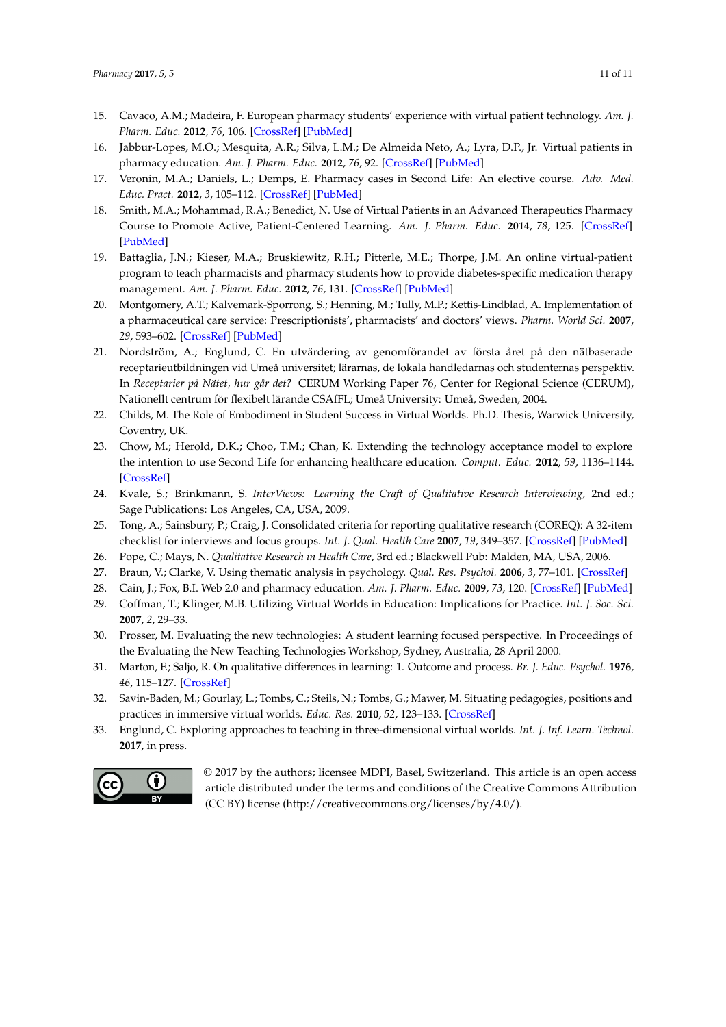15. Cavaco, A.M.; Madeira, F. European pharmacy students' experience with virtual patient technology. *Am. J. Pharm. Educ.* **2012**, *76*, 106. [CrossRef] [PubMed]
16. Jabbur-Lopes, M.O.; Mesquita, A.R.; Silva, L.M.; De Almeida Neto, A.; Lyra, D.P., Jr. Virtual patients in pharmacy education. *Am. J. Pharm. Educ.* **2012**, *76*, 92. [CrossRef] [PubMed]
17. Veronin, M.A.; Daniels, L.; Demps, E. Pharmacy cases in Second Life: An elective course. *Adv. Med. Educ. Pract.* **2012**, *3*, 105–112. [CrossRef] [PubMed]
18. Smith, M.A.; Mohammad, R.A.; Benedict, N. Use of Virtual Patients in an Advanced Therapeutics Pharmacy Course to Promote Active, Patient-Centered Learning. *Am. J. Pharm. Educ.* **2014**, *78*, 125. [CrossRef] [PubMed]
19. Battaglia, J.N.; Kieser, M.A.; Bruskiewitz, R.H.; Pitterle, M.E.; Thorpe, J.M. An online virtual-patient program to teach pharmacists and pharmacy students how to provide diabetes-specific medication therapy management. *Am. J. Pharm. Educ.* **2012**, *76*, 131. [CrossRef] [PubMed]
20. Montgomery, A.T.; Kalvemark-Sporrong, S.; Henning, M.; Tully, M.P.; Kettis-Lindblad, A. Implementation of a pharmaceutical care service: Prescriptionists', pharmacists' and doctors' views. *Pharm. World Sci.* **2007**, *29*, 593–602. [CrossRef] [PubMed]
21. Nordström, A.; Englund, C. En utvärdering av genomförandet av första året på den nätbaserade receptarieutbildningen vid Umeå universitet; lärarnas, de lokala handledarnas och studenternas perspektiv. In *Receptarier på Nätet, hur går det?* CERUM Working Paper 76, Center for Regional Science (CERUM), Nationellt centrum för flexibelt lärande CSAfFL; Umeå University: Umeå, Sweden, 2004.
22. Childs, M. The Role of Embodiment in Student Success in Virtual Worlds. Ph.D. Thesis, Warwick University, Coventry, UK.
23. Chow, M.; Herold, D.K.; Choo, T.M.; Chan, K. Extending the technology acceptance model to explore the intention to use Second Life for enhancing healthcare education. *Comput. Educ.* **2012**, *59*, 1136–1144. [CrossRef]
24. Kvale, S.; Brinkmann, S. *InterViews: Learning the Craft of Qualitative Research Interviewing*, 2nd ed.; Sage Publications: Los Angeles, CA, USA, 2009.
25. Tong, A.; Sainsbury, P.; Craig, J. Consolidated criteria for reporting qualitative research (COREQ): A 32-item checklist for interviews and focus groups. *Int. J. Qual. Health Care* **2007**, *19*, 349–357. [CrossRef] [PubMed]
26. Pope, C.; Mays, N. *Qualitative Research in Health Care*, 3rd ed.; Blackwell Pub: Malden, MA, USA, 2006.
27. Braun, V.; Clarke, V. Using thematic analysis in psychology. *Qual. Res. Psychol.* **2006**, *3*, 77–101. [CrossRef]
28. Cain, J.; Fox, B.I. Web 2.0 and pharmacy education. *Am. J. Pharm. Educ.* **2009**, *73*, 120. [CrossRef] [PubMed]
29. Coffman, T.; Klinger, M.B. Utilizing Virtual Worlds in Education: Implications for Practice. *Int. J. Soc. Sci.* **2007**, *2*, 29–33.
30. Prosser, M. Evaluating the new technologies: A student learning focused perspective. In Proceedings of the Evaluating the New Teaching Technologies Workshop, Sydney, Australia, 28 April 2000.
31. Marton, F.; Saljo, R. On qualitative differences in learning: 1. Outcome and process. *Br. J. Educ. Psychol.* **1976**, *46*, 115–127. [CrossRef]
32. Savin-Baden, M.; Gourlay, L.; Tombs, C.; Steils, N.; Tombs, G.; Mawer, M. Situating pedagogies, positions and practices in immersive virtual worlds. *Educ. Res.* **2010**, *52*, 123–133. [CrossRef]
33. Englund, C. Exploring approaches to teaching in three-dimensional virtual worlds. *Int. J. Inf. Learn. Technol.* **2017**, in press.

© 2017 by the authors; licensee MDPI, Basel, Switzerland. This article is an open access article distributed under the terms and conditions of the Creative Commons Attribution (CC BY) license (http://creativecommons.org/licenses/by/4.0/).